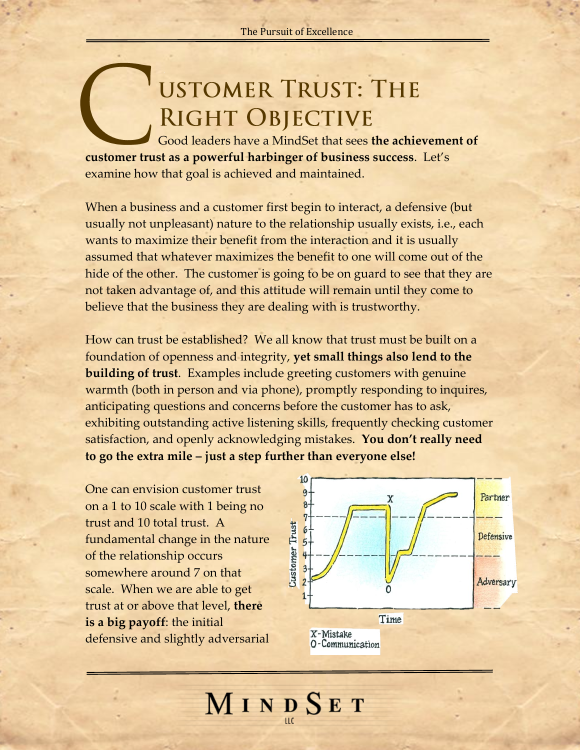# Customer Trust: The Right Objective

Good leaders have a MindSet that sees **the achievement of customer trust as a powerful harbinger of business success**. Let's examine how that goal is achieved and maintained.

When a business and a customer first begin to interact, a defensive (but usually not unpleasant) nature to the relationship usually exists, i.e., each wants to maximize their benefit from the interaction and it is usually assumed that whatever maximizes the benefit to one will come out of the hide of the other. The customer is going to be on guard to see that they are not taken advantage of, and this attitude will remain until they come to believe that the business they are dealing with is trustworthy.

How can trust be established? We all know that trust must be built on a foundation of openness and integrity, **yet small things also lend to the building of trust**. Examples include greeting customers with genuine warmth (both in person and via phone), promptly responding to inquires, anticipating questions and concerns before the customer has to ask, exhibiting outstanding active listening skills, frequently checking customer satisfaction, and openly acknowledging mistakes. **You don't really need to go the extra mile – just a step further than everyone else!**

One can envision customer trust on a 1 to 10 scale with 1 being no trust and 10 total trust. A fundamental change in the nature of the relationship occurs somewhere around 7 on that scale. When we are able to get trust at or above that level, **there is a big payoff**: the initial defensive and slightly adversarial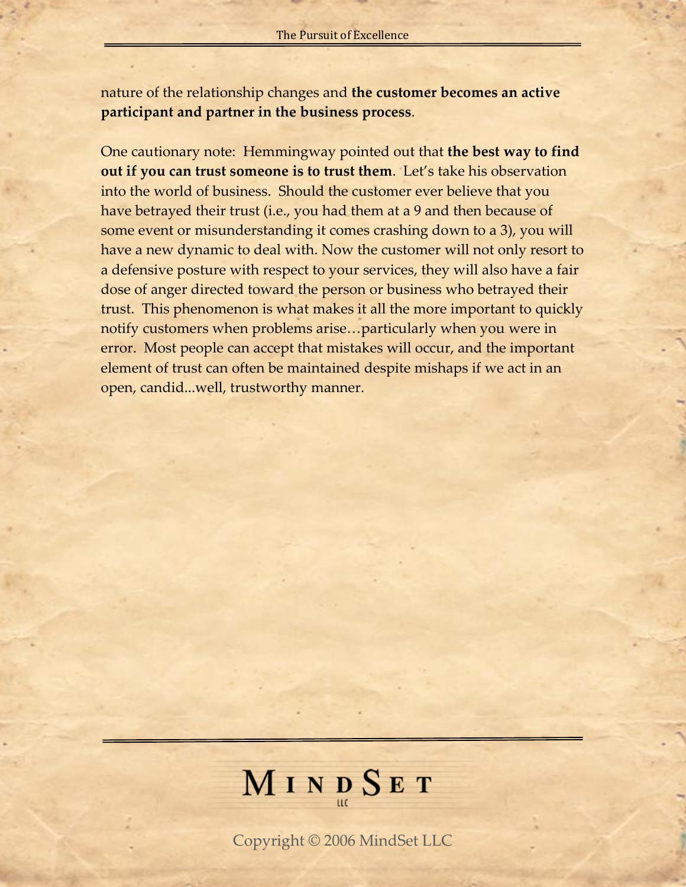nature of the relationship changes and **the customer becomes an active participant and partner in the business process**.

One cautionary note: Hemmingway pointed out that **the best way to find out if you can trust someone is to trust them**. Let's take his observation into the world of business. Should the customer ever believe that you have betrayed their trust (i.e., you had them at a 9 and then because of some event or misunderstanding it comes crashing down to a 3), you will have a new dynamic to deal with. Now the customer will not only resort to a defensive posture with respect to your services, they will also have a fair dose of anger directed toward the person or business who betrayed their trust. This phenomenon is what makes it all the more important to quickly notify customers when problems arise…particularly when you were in error. Most people can accept that mistakes will occur, and the important element of trust can often be maintained despite mishaps if we act in an open, candid...well, trustworthy manner.

MINDSET LLC

Copyright © 2006 MindSet LLC